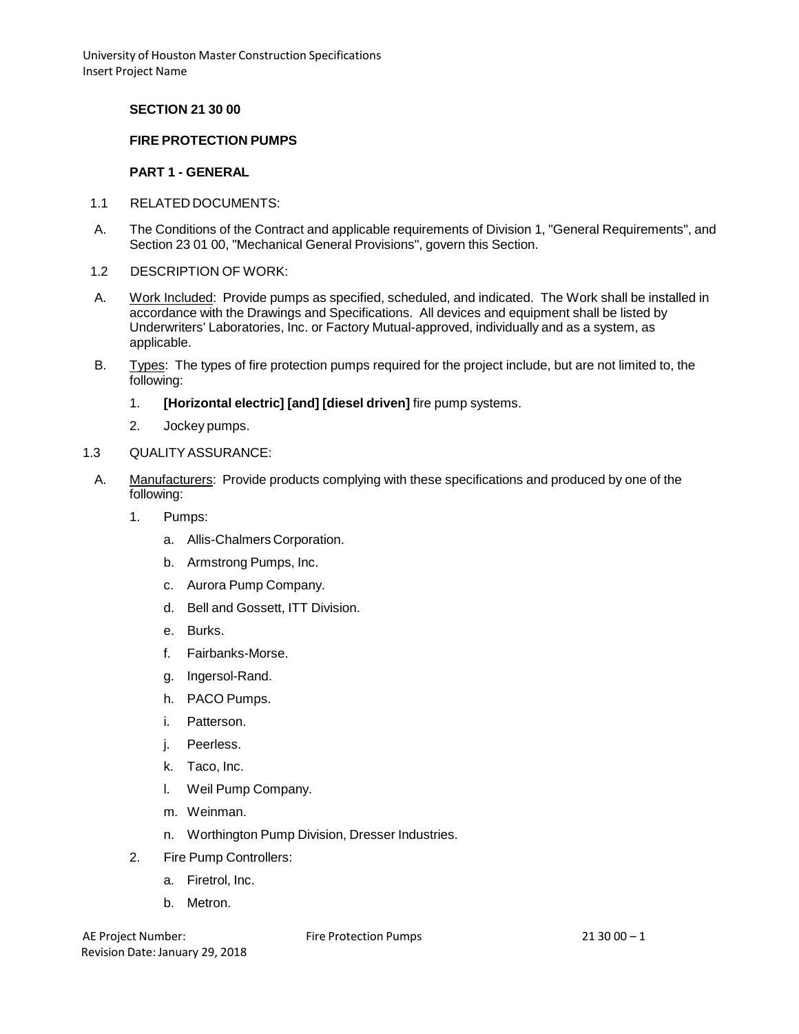## SECTION 21 30 00

## FIRE PROTECTION PUMPS

### PART 1 - GENERAL

1.1 RELATED DOCUMENTS:

A. The Conditions of the Contract and applicable requirements of Division 1, "General Requirements", and Section 23 01 00, "Mechanical General Provisions", govern this Section.

1.2 DESCRIPTION OF WORK:

A. Work Included: Provide pumps as specified, scheduled, and indicated. The Work shall be installed in accordance with the Drawings and Specifications. All devices and equipment shall be listed by Underwriters' Laboratories, Inc. or Factory Mutual-approved, individually and as a system, as applicable.

B. Types: The types of fire protection pumps required for the project include, but are not limited to, the following:

1. **[Horizontal electric] [and] [diesel driven]** fire pump systems.
2. Jockey pumps.

1.3 QUALITY ASSURANCE:

A. Manufacturers: Provide products complying with these specifications and produced by one of the following:

1. Pumps:
   a. Allis-Chalmers Corporation.
   b. Armstrong Pumps, Inc.
   c. Aurora Pump Company.
   d. Bell and Gossett, ITT Division.
   e. Burks.
   f. Fairbanks-Morse.
   g. Ingersol-Rand.
   h. PACO Pumps.
   i. Patterson.
   j. Peerless.
   k. Taco, Inc.
   l. Weil Pump Company.
   m. Weinman.
   n. Worthington Pump Division, Dresser Industries.
2. Fire Pump Controllers:
   a. Firetrol, Inc.
   b. Metron.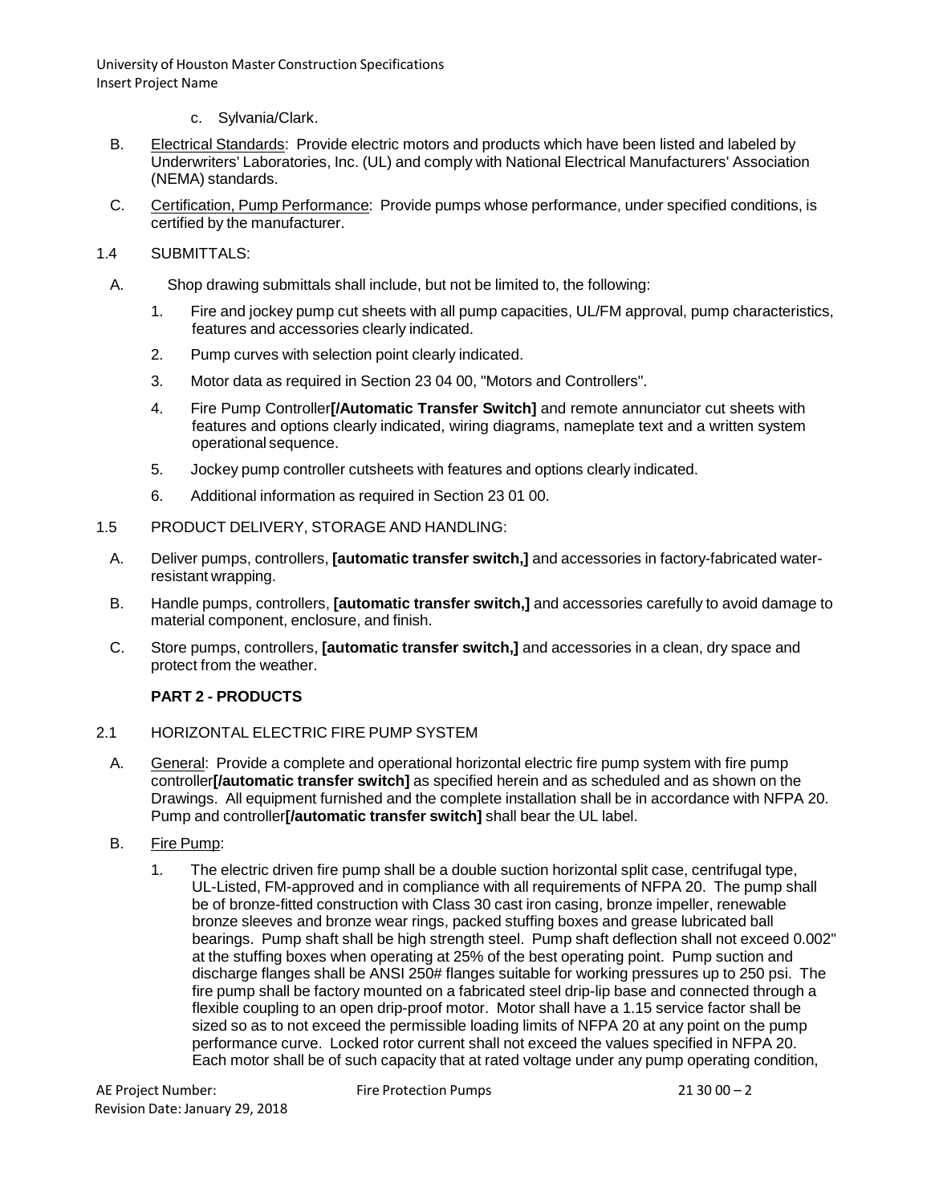c. Sylvania/Clark.

B. Electrical Standards: Provide electric motors and products which have been listed and labeled by Underwriters' Laboratories, Inc. (UL) and comply with National Electrical Manufacturers' Association (NEMA) standards.

C. Certification, Pump Performance: Provide pumps whose performance, under specified conditions, is certified by the manufacturer.

1.4 SUBMITTALS:

A. Shop drawing submittals shall include, but not be limited to, the following:

1. Fire and jockey pump cut sheets with all pump capacities, UL/FM approval, pump characteristics, features and accessories clearly indicated.

2. Pump curves with selection point clearly indicated.

3. Motor data as required in Section 23 04 00, "Motors and Controllers".

4. Fire Pump Controller**[/Automatic Transfer Switch]** and remote annunciator cut sheets with features and options clearly indicated, wiring diagrams, nameplate text and a written system operational sequence.

5. Jockey pump controller cutsheets with features and options clearly indicated.

6. Additional information as required in Section 23 01 00.

1.5 PRODUCT DELIVERY, STORAGE AND HANDLING:

A. Deliver pumps, controllers, **[automatic transfer switch,]** and accessories in factory-fabricated water-resistant wrapping.

B. Handle pumps, controllers, **[automatic transfer switch,]** and accessories carefully to avoid damage to material component, enclosure, and finish.

C. Store pumps, controllers, **[automatic transfer switch,]** and accessories in a clean, dry space and protect from the weather.

## PART 2 - PRODUCTS

2.1 HORIZONTAL ELECTRIC FIRE PUMP SYSTEM

A. General: Provide a complete and operational horizontal electric fire pump system with fire pump controller**[/automatic transfer switch]** as specified herein and as scheduled and as shown on the Drawings. All equipment furnished and the complete installation shall be in accordance with NFPA 20. Pump and controller**[/automatic transfer switch]** shall bear the UL label.

B. Fire Pump:

1. The electric driven fire pump shall be a double suction horizontal split case, centrifugal type, UL-Listed, FM-approved and in compliance with all requirements of NFPA 20. The pump shall be of bronze-fitted construction with Class 30 cast iron casing, bronze impeller, renewable bronze sleeves and bronze wear rings, packed stuffing boxes and grease lubricated ball bearings. Pump shaft shall be high strength steel. Pump shaft deflection shall not exceed 0.002" at the stuffing boxes when operating at 25% of the best operating point. Pump suction and discharge flanges shall be ANSI 250# flanges suitable for working pressures up to 250 psi. The fire pump shall be factory mounted on a fabricated steel drip-lip base and connected through a flexible coupling to an open drip-proof motor. Motor shall have a 1.15 service factor shall be sized so as to not exceed the permissible loading limits of NFPA 20 at any point on the pump performance curve. Locked rotor current shall not exceed the values specified in NFPA 20. Each motor shall be of such capacity that at rated voltage under any pump operating condition,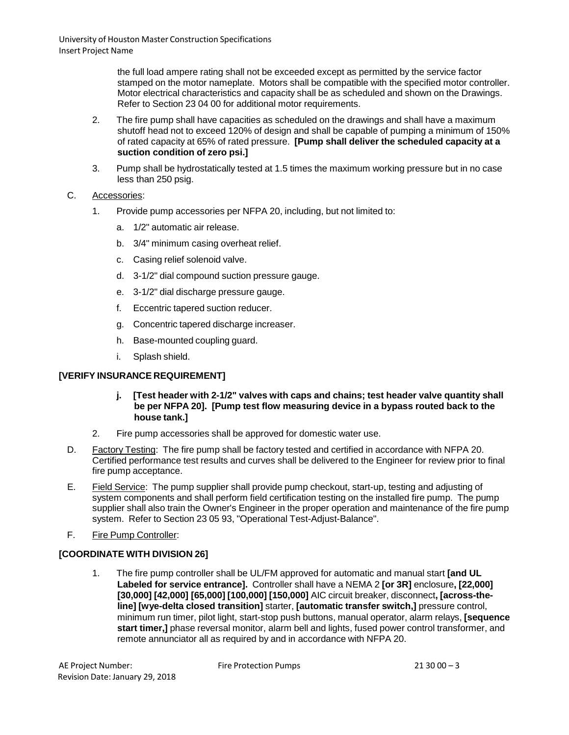the full load ampere rating shall not be exceeded except as permitted by the service factor stamped on the motor nameplate. Motors shall be compatible with the specified motor controller. Motor electrical characteristics and capacity shall be as scheduled and shown on the Drawings. Refer to Section 23 04 00 for additional motor requirements.

2. The fire pump shall have capacities as scheduled on the drawings and shall have a maximum shutoff head not to exceed 120% of design and shall be capable of pumping a minimum of 150% of rated capacity at 65% of rated pressure. **[Pump shall deliver the scheduled capacity at a suction condition of zero psi.]**

3. Pump shall be hydrostatically tested at 1.5 times the maximum working pressure but in no case less than 250 psig.

C. Accessories:

1. Provide pump accessories per NFPA 20, including, but not limited to:

   a. 1/2" automatic air release.

   b. 3/4" minimum casing overheat relief.

   c. Casing relief solenoid valve.

   d. 3-1/2" dial compound suction pressure gauge.

   e. 3-1/2" dial discharge pressure gauge.

   f. Eccentric tapered suction reducer.

   g. Concentric tapered discharge increaser.

   h. Base-mounted coupling guard.

   i. Splash shield.

**[VERIFY INSURANCE REQUIREMENT]**

   **j. [Test header with 2-1/2" valves with caps and chains; test header valve quantity shall be per NFPA 20]. [Pump test flow measuring device in a bypass routed back to the house tank.]**

2. Fire pump accessories shall be approved for domestic water use.

D. Factory Testing: The fire pump shall be factory tested and certified in accordance with NFPA 20. Certified performance test results and curves shall be delivered to the Engineer for review prior to final fire pump acceptance.

E. Field Service: The pump supplier shall provide pump checkout, start-up, testing and adjusting of system components and shall perform field certification testing on the installed fire pump. The pump supplier shall also train the Owner's Engineer in the proper operation and maintenance of the fire pump system. Refer to Section 23 05 93, "Operational Test-Adjust-Balance".

F. Fire Pump Controller:

**[COORDINATE WITH DIVISION 26]**

1. The fire pump controller shall be UL/FM approved for automatic and manual start **[and UL Labeled for service entrance].** Controller shall have a NEMA 2 **[or 3R]** enclosure**, [22,000] [30,000] [42,000] [65,000] [100,000] [150,000]** AIC circuit breaker, disconnect**, [across-the-line] [wye-delta closed transition]** starter, **[automatic transfer switch,]** pressure control, minimum run timer, pilot light, start-stop push buttons, manual operator, alarm relays, **[sequence start timer,]** phase reversal monitor, alarm bell and lights, fused power control transformer, and remote annunciator all as required by and in accordance with NFPA 20.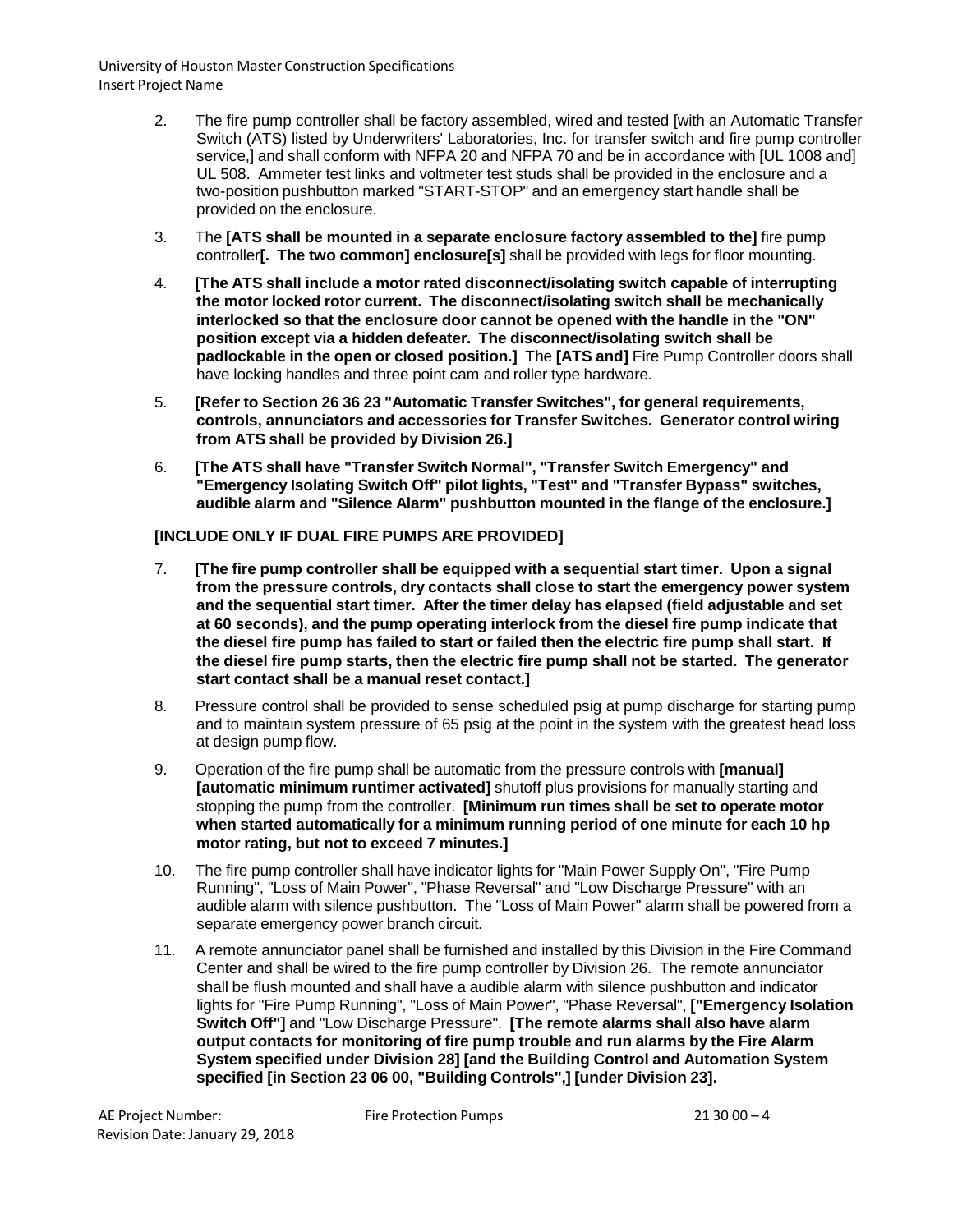2. The fire pump controller shall be factory assembled, wired and tested [with an Automatic Transfer Switch (ATS) listed by Underwriters' Laboratories, Inc. for transfer switch and fire pump controller service,] and shall conform with NFPA 20 and NFPA 70 and be in accordance with [UL 1008 and] UL 508. Ammeter test links and voltmeter test studs shall be provided in the enclosure and a two-position pushbutton marked "START-STOP" and an emergency start handle shall be provided on the enclosure.

3. The **[ATS shall be mounted in a separate enclosure factory assembled to the]** fire pump controller**[. The two common] enclosure[s]** shall be provided with legs for floor mounting.

4. **[The ATS shall include a motor rated disconnect/isolating switch capable of interrupting the motor locked rotor current. The disconnect/isolating switch shall be mechanically interlocked so that the enclosure door cannot be opened with the handle in the "ON" position except via a hidden defeater. The disconnect/isolating switch shall be padlockable in the open or closed position.]** The **[ATS and]** Fire Pump Controller doors shall have locking handles and three point cam and roller type hardware.

5. **[Refer to Section 26 36 23 "Automatic Transfer Switches", for general requirements, controls, annunciators and accessories for Transfer Switches. Generator control wiring from ATS shall be provided by Division 26.]**

6. **[The ATS shall have "Transfer Switch Normal", "Transfer Switch Emergency" and "Emergency Isolating Switch Off" pilot lights, "Test" and "Transfer Bypass" switches, audible alarm and "Silence Alarm" pushbutton mounted in the flange of the enclosure.]**

**[INCLUDE ONLY IF DUAL FIRE PUMPS ARE PROVIDED]**

7. **[The fire pump controller shall be equipped with a sequential start timer. Upon a signal from the pressure controls, dry contacts shall close to start the emergency power system and the sequential start timer. After the timer delay has elapsed (field adjustable and set at 60 seconds), and the pump operating interlock from the diesel fire pump indicate that the diesel fire pump has failed to start or failed then the electric fire pump shall start. If the diesel fire pump starts, then the electric fire pump shall not be started. The generator start contact shall be a manual reset contact.]**

8. Pressure control shall be provided to sense scheduled psig at pump discharge for starting pump and to maintain system pressure of 65 psig at the point in the system with the greatest head loss at design pump flow.

9. Operation of the fire pump shall be automatic from the pressure controls with **[manual] [automatic minimum runtimer activated]** shutoff plus provisions for manually starting and stopping the pump from the controller. **[Minimum run times shall be set to operate motor when started automatically for a minimum running period of one minute for each 10 hp motor rating, but not to exceed 7 minutes.]**

10. The fire pump controller shall have indicator lights for "Main Power Supply On", "Fire Pump Running", "Loss of Main Power", "Phase Reversal" and "Low Discharge Pressure" with an audible alarm with silence pushbutton. The "Loss of Main Power" alarm shall be powered from a separate emergency power branch circuit.

11. A remote annunciator panel shall be furnished and installed by this Division in the Fire Command Center and shall be wired to the fire pump controller by Division 26. The remote annunciator shall be flush mounted and shall have a audible alarm with silence pushbutton and indicator lights for "Fire Pump Running", "Loss of Main Power", "Phase Reversal", **["Emergency Isolation Switch Off"]** and "Low Discharge Pressure". **[The remote alarms shall also have alarm output contacts for monitoring of fire pump trouble and run alarms by the Fire Alarm System specified under Division 28] [and the Building Control and Automation System specified [in Section 23 06 00, "Building Controls",] [under Division 23].**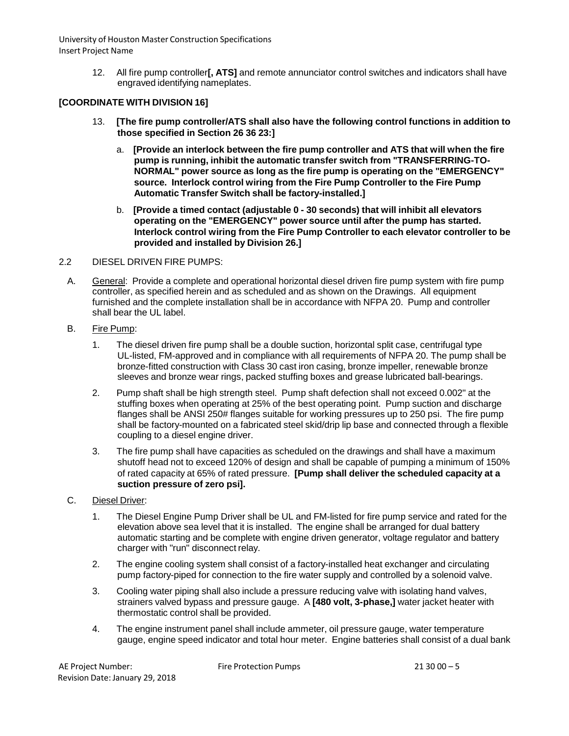12. All fire pump controller**[, ATS]** and remote annunciator control switches and indicators shall have engraved identifying nameplates.

**[COORDINATE WITH DIVISION 16]**

13. **[The fire pump controller/ATS shall also have the following control functions in addition to those specified in Section 26 36 23:]**

    a. **[Provide an interlock between the fire pump controller and ATS that will when the fire pump is running, inhibit the automatic transfer switch from "TRANSFERRING-TO-NORMAL" power source as long as the fire pump is operating on the "EMERGENCY" source. Interlock control wiring from the Fire Pump Controller to the Fire Pump Automatic Transfer Switch shall be factory-installed.]**

    b. **[Provide a timed contact (adjustable 0 - 30 seconds) that will inhibit all elevators operating on the "EMERGENCY" power source until after the pump has started. Interlock control wiring from the Fire Pump Controller to each elevator controller to be provided and installed by Division 26.]**

2.2 DIESEL DRIVEN FIRE PUMPS:

A. General: Provide a complete and operational horizontal diesel driven fire pump system with fire pump controller, as specified herein and as scheduled and as shown on the Drawings. All equipment furnished and the complete installation shall be in accordance with NFPA 20. Pump and controller shall bear the UL label.

B. Fire Pump:

1. The diesel driven fire pump shall be a double suction, horizontal split case, centrifugal type UL-listed, FM-approved and in compliance with all requirements of NFPA 20. The pump shall be bronze-fitted construction with Class 30 cast iron casing, bronze impeller, renewable bronze sleeves and bronze wear rings, packed stuffing boxes and grease lubricated ball-bearings.

2. Pump shaft shall be high strength steel. Pump shaft defection shall not exceed 0.002" at the stuffing boxes when operating at 25% of the best operating point. Pump suction and discharge flanges shall be ANSI 250# flanges suitable for working pressures up to 250 psi. The fire pump shall be factory-mounted on a fabricated steel skid/drip lip base and connected through a flexible coupling to a diesel engine driver.

3. The fire pump shall have capacities as scheduled on the drawings and shall have a maximum shutoff head not to exceed 120% of design and shall be capable of pumping a minimum of 150% of rated capacity at 65% of rated pressure. **[Pump shall deliver the scheduled capacity at a suction pressure of zero psi].**

C. Diesel Driver:

1. The Diesel Engine Pump Driver shall be UL and FM-listed for fire pump service and rated for the elevation above sea level that it is installed. The engine shall be arranged for dual battery automatic starting and be complete with engine driven generator, voltage regulator and battery charger with "run" disconnect relay.

2. The engine cooling system shall consist of a factory-installed heat exchanger and circulating pump factory-piped for connection to the fire water supply and controlled by a solenoid valve.

3. Cooling water piping shall also include a pressure reducing valve with isolating hand valves, strainers valved bypass and pressure gauge. A **[480 volt, 3-phase,]** water jacket heater with thermostatic control shall be provided.

4. The engine instrument panel shall include ammeter, oil pressure gauge, water temperature gauge, engine speed indicator and total hour meter. Engine batteries shall consist of a dual bank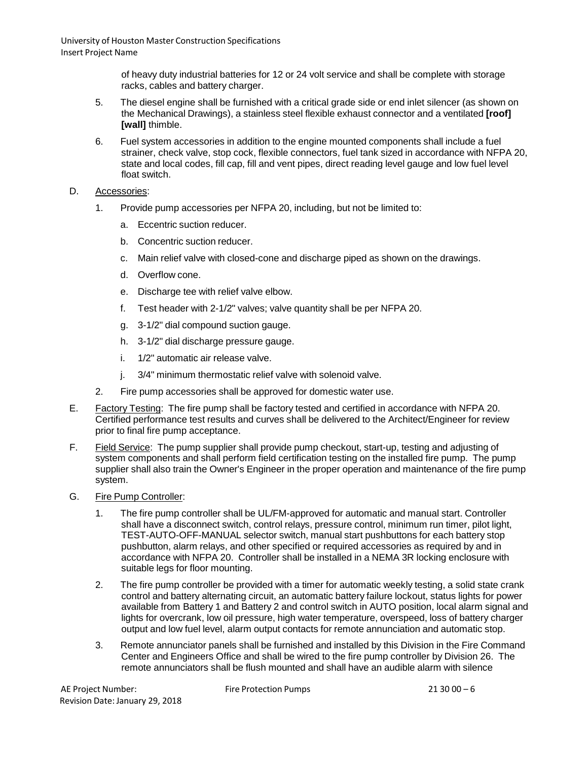of heavy duty industrial batteries for 12 or 24 volt service and shall be complete with storage racks, cables and battery charger.

5. The diesel engine shall be furnished with a critical grade side or end inlet silencer (as shown on the Mechanical Drawings), a stainless steel flexible exhaust connector and a ventilated **[roof] [wall]** thimble.

6. Fuel system accessories in addition to the engine mounted components shall include a fuel strainer, check valve, stop cock, flexible connectors, fuel tank sized in accordance with NFPA 20, state and local codes, fill cap, fill and vent pipes, direct reading level gauge and low fuel level float switch.

D. Accessories:

1. Provide pump accessories per NFPA 20, including, but not be limited to:
   a. Eccentric suction reducer.
   b. Concentric suction reducer.
   c. Main relief valve with closed-cone and discharge piped as shown on the drawings.
   d. Overflow cone.
   e. Discharge tee with relief valve elbow.
   f. Test header with 2-1/2" valves; valve quantity shall be per NFPA 20.
   g. 3-1/2" dial compound suction gauge.
   h. 3-1/2" dial discharge pressure gauge.
   i. 1/2" automatic air release valve.
   j. 3/4" minimum thermostatic relief valve with solenoid valve.
2. Fire pump accessories shall be approved for domestic water use.

E. Factory Testing: The fire pump shall be factory tested and certified in accordance with NFPA 20. Certified performance test results and curves shall be delivered to the Architect/Engineer for review prior to final fire pump acceptance.

F. Field Service: The pump supplier shall provide pump checkout, start-up, testing and adjusting of system components and shall perform field certification testing on the installed fire pump. The pump supplier shall also train the Owner's Engineer in the proper operation and maintenance of the fire pump system.

G. Fire Pump Controller:

1. The fire pump controller shall be UL/FM-approved for automatic and manual start. Controller shall have a disconnect switch, control relays, pressure control, minimum run timer, pilot light, TEST-AUTO-OFF-MANUAL selector switch, manual start pushbuttons for each battery stop pushbutton, alarm relays, and other specified or required accessories as required by and in accordance with NFPA 20. Controller shall be installed in a NEMA 3R locking enclosure with suitable legs for floor mounting.

2. The fire pump controller be provided with a timer for automatic weekly testing, a solid state crank control and battery alternating circuit, an automatic battery failure lockout, status lights for power available from Battery 1 and Battery 2 and control switch in AUTO position, local alarm signal and lights for overcrank, low oil pressure, high water temperature, overspeed, loss of battery charger output and low fuel level, alarm output contacts for remote annunciation and automatic stop.

3. Remote annunciator panels shall be furnished and installed by this Division in the Fire Command Center and Engineers Office and shall be wired to the fire pump controller by Division 26. The remote annunciators shall be flush mounted and shall have an audible alarm with silence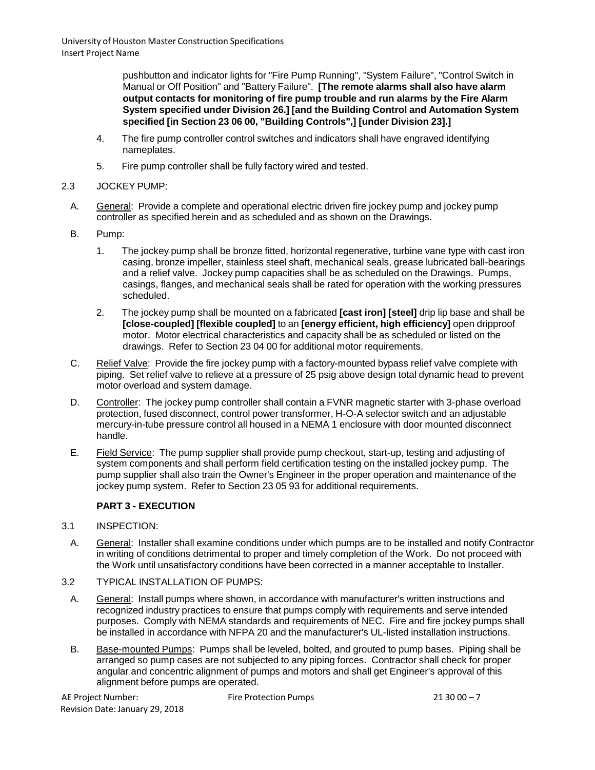pushbutton and indicator lights for "Fire Pump Running", "System Failure", "Control Switch in Manual or Off Position" and "Battery Failure". **[The remote alarms shall also have alarm output contacts for monitoring of fire pump trouble and run alarms by the Fire Alarm System specified under Division 26.] [and the Building Control and Automation System specified [in Section 23 06 00, "Building Controls",] [under Division 23].]**

4. The fire pump controller control switches and indicators shall have engraved identifying nameplates.

5. Fire pump controller shall be fully factory wired and tested.

2.3 JOCKEY PUMP:

A. General: Provide a complete and operational electric driven fire jockey pump and jockey pump controller as specified herein and as scheduled and as shown on the Drawings.

B. Pump:

1. The jockey pump shall be bronze fitted, horizontal regenerative, turbine vane type with cast iron casing, bronze impeller, stainless steel shaft, mechanical seals, grease lubricated ball-bearings and a relief valve. Jockey pump capacities shall be as scheduled on the Drawings. Pumps, casings, flanges, and mechanical seals shall be rated for operation with the working pressures scheduled.

2. The jockey pump shall be mounted on a fabricated **[cast iron] [steel]** drip lip base and shall be **[close-coupled] [flexible coupled]** to an **[energy efficient, high efficiency]** open dripproof motor. Motor electrical characteristics and capacity shall be as scheduled or listed on the drawings. Refer to Section 23 04 00 for additional motor requirements.

C. Relief Valve: Provide the fire jockey pump with a factory-mounted bypass relief valve complete with piping. Set relief valve to relieve at a pressure of 25 psig above design total dynamic head to prevent motor overload and system damage.

D. Controller: The jockey pump controller shall contain a FVNR magnetic starter with 3-phase overload protection, fused disconnect, control power transformer, H-O-A selector switch and an adjustable mercury-in-tube pressure control all housed in a NEMA 1 enclosure with door mounted disconnect handle.

E. Field Service: The pump supplier shall provide pump checkout, start-up, testing and adjusting of system components and shall perform field certification testing on the installed jockey pump. The pump supplier shall also train the Owner's Engineer in the proper operation and maintenance of the jockey pump system. Refer to Section 23 05 93 for additional requirements.

## PART 3 - EXECUTION

3.1 INSPECTION:

A. General: Installer shall examine conditions under which pumps are to be installed and notify Contractor in writing of conditions detrimental to proper and timely completion of the Work. Do not proceed with the Work until unsatisfactory conditions have been corrected in a manner acceptable to Installer.

3.2 TYPICAL INSTALLATION OF PUMPS:

A. General: Install pumps where shown, in accordance with manufacturer's written instructions and recognized industry practices to ensure that pumps comply with requirements and serve intended purposes. Comply with NEMA standards and requirements of NEC. Fire and fire jockey pumps shall be installed in accordance with NFPA 20 and the manufacturer's UL-listed installation instructions.

B. Base-mounted Pumps: Pumps shall be leveled, bolted, and grouted to pump bases. Piping shall be arranged so pump cases are not subjected to any piping forces. Contractor shall check for proper angular and concentric alignment of pumps and motors and shall get Engineer's approval of this alignment before pumps are operated.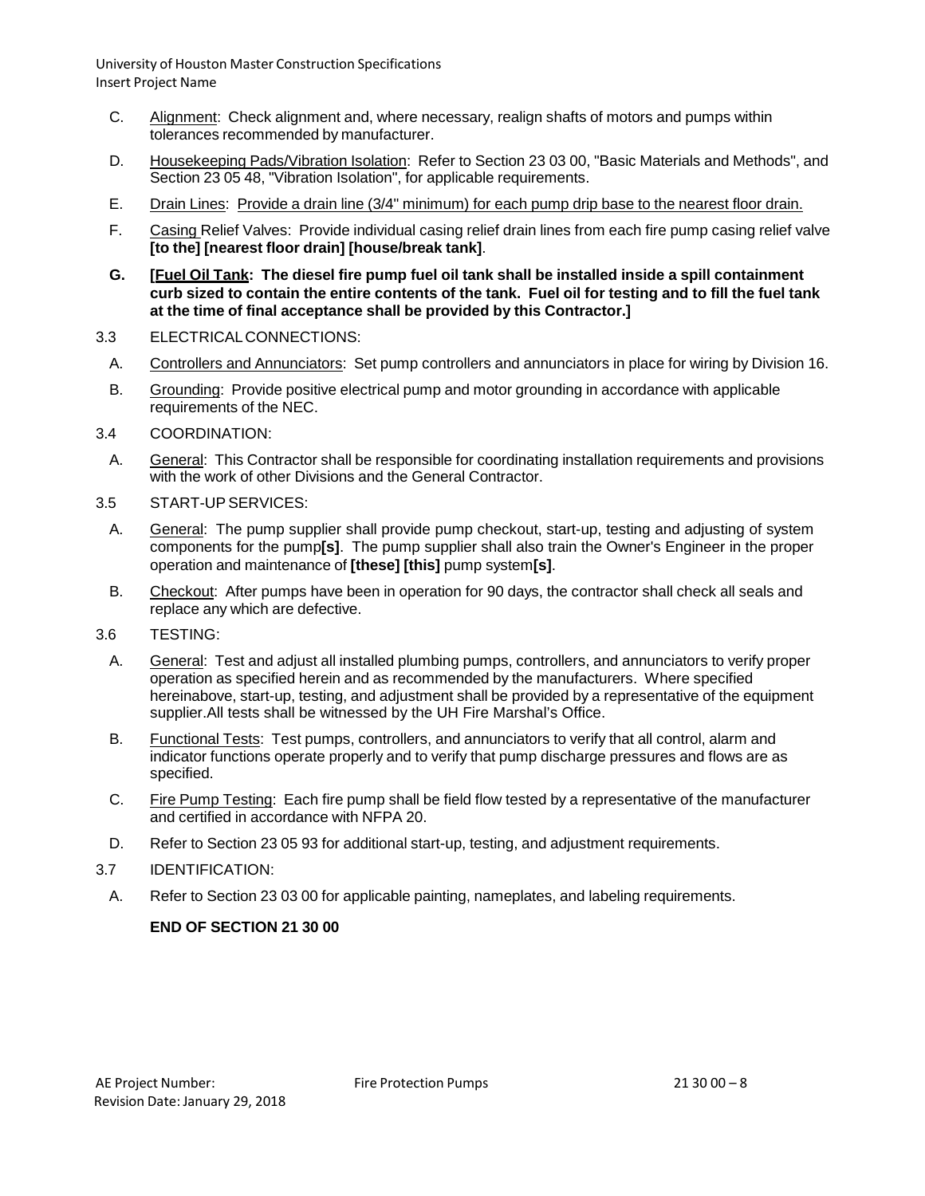C. Alignment: Check alignment and, where necessary, realign shafts of motors and pumps within tolerances recommended by manufacturer.

D. Housekeeping Pads/Vibration Isolation: Refer to Section 23 03 00, "Basic Materials and Methods", and Section 23 05 48, "Vibration Isolation", for applicable requirements.

E. Drain Lines: Provide a drain line (3/4" minimum) for each pump drip base to the nearest floor drain.

F. Casing Relief Valves: Provide individual casing relief drain lines from each fire pump casing relief valve **[to the] [nearest floor drain] [house/break tank]**.

**G. [Fuel Oil Tank: The diesel fire pump fuel oil tank shall be installed inside a spill containment curb sized to contain the entire contents of the tank. Fuel oil for testing and to fill the fuel tank at the time of final acceptance shall be provided by this Contractor.]**

3.3 ELECTRICAL CONNECTIONS:

A. Controllers and Annunciators: Set pump controllers and annunciators in place for wiring by Division 16.

B. Grounding: Provide positive electrical pump and motor grounding in accordance with applicable requirements of the NEC.

3.4 COORDINATION:

A. General: This Contractor shall be responsible for coordinating installation requirements and provisions with the work of other Divisions and the General Contractor.

3.5 START-UP SERVICES:

A. General: The pump supplier shall provide pump checkout, start-up, testing and adjusting of system components for the pump**[s]**. The pump supplier shall also train the Owner's Engineer in the proper operation and maintenance of **[these] [this]** pump system**[s]**.

B. Checkout: After pumps have been in operation for 90 days, the contractor shall check all seals and replace any which are defective.

3.6 TESTING:

A. General: Test and adjust all installed plumbing pumps, controllers, and annunciators to verify proper operation as specified herein and as recommended by the manufacturers. Where specified hereinabove, start-up, testing, and adjustment shall be provided by a representative of the equipment supplier.All tests shall be witnessed by the UH Fire Marshal's Office.

B. Functional Tests: Test pumps, controllers, and annunciators to verify that all control, alarm and indicator functions operate properly and to verify that pump discharge pressures and flows are as specified.

C. Fire Pump Testing: Each fire pump shall be field flow tested by a representative of the manufacturer and certified in accordance with NFPA 20.

D. Refer to Section 23 05 93 for additional start-up, testing, and adjustment requirements.

3.7 IDENTIFICATION:

A. Refer to Section 23 03 00 for applicable painting, nameplates, and labeling requirements.

**END OF SECTION 21 30 00**